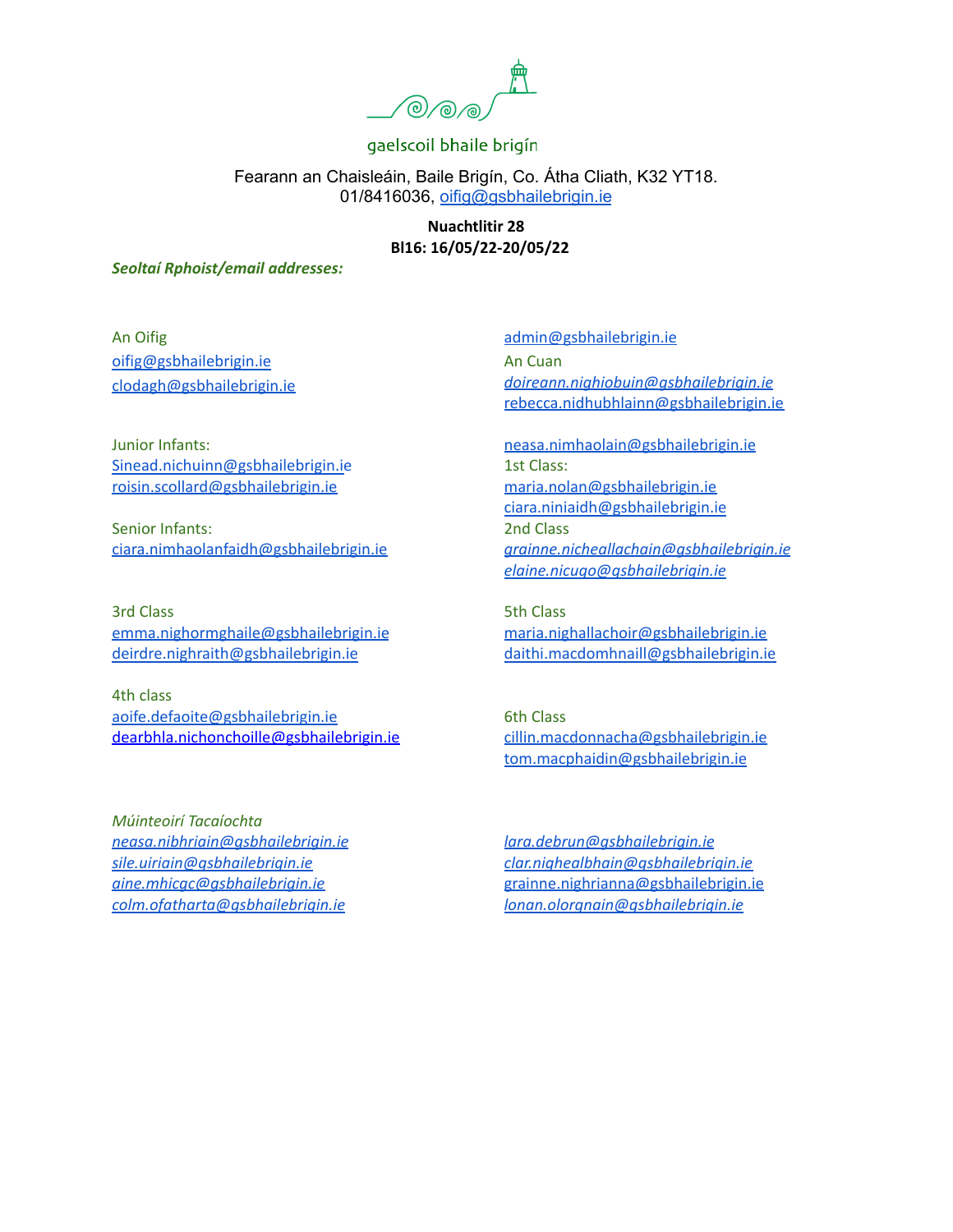gaelscoil bhaile brigín

Fearann an Chaisleáin, Baile Brigín, Co. Átha Cliath, K32 YT18.
01/8416036, oifig@gsbhailebrigin.ie

**Nuachtlitir 28**
**Bl16: 16/05/22-20/05/22**

***Seoltaí Rphoist/email addresses:***

An Oifig
oifig@gsbhailebrigin.ie
clodagh@gsbhailebrigin.ie
admin@gsbhailebrigin.ie

An Cuan
*doireann.nighiobuin@gsbhailebrigin.ie*
rebecca.nidhubhlainn@gsbhailebrigin.ie
neasa.nimhaolain@gsbhailebrigin.ie

Junior Infants:
Sinead.nichuinn@gsbhailebrigin.ie
roisin.scollard@gsbhailebrigin.ie

Senior Infants:
ciara.nimhaolanfaidh@gsbhailebrigin.ie

1st Class:
maria.nolan@gsbhailebrigin.ie
ciara.niniaidh@gsbhailebrigin.ie

2nd Class
*grainne.nicheallachain@gsbhailebrigin.ie*
*elaine.nicugo@gsbhailebrigin.ie*

3rd Class
emma.nighormghaile@gsbhailebrigin.ie
deirdre.nighraith@gsbhailebrigin.ie

4th class
aoife.defaoite@gsbhailebrigin.ie
dearbhla.nichonchoille@gsbhailebrigin.ie

5th Class
maria.nighallachoir@gsbhailebrigin.ie
daithi.macdomhnaill@gsbhailebrigin.ie

6th Class
cillin.macdonnacha@gsbhailebrigin.ie
tom.macphaidin@gsbhailebrigin.ie

*Múinteoirí Tacaíochta*
*neasa.nibhriain@gsbhailebrigin.ie*
*sile.uiriain@gsbhailebrigin.ie*
*aine.mhicgc@gsbhailebrigin.ie*
*colm.ofatharta@gsbhailebrigin.ie*
*lara.debrun@gsbhailebrigin.ie*
*clar.nighealbhain@gsbhailebrigin.ie*
grainne.nighrianna@gsbhailebrigin.ie
*lonan.olorgnain@gsbhailebrigin.ie*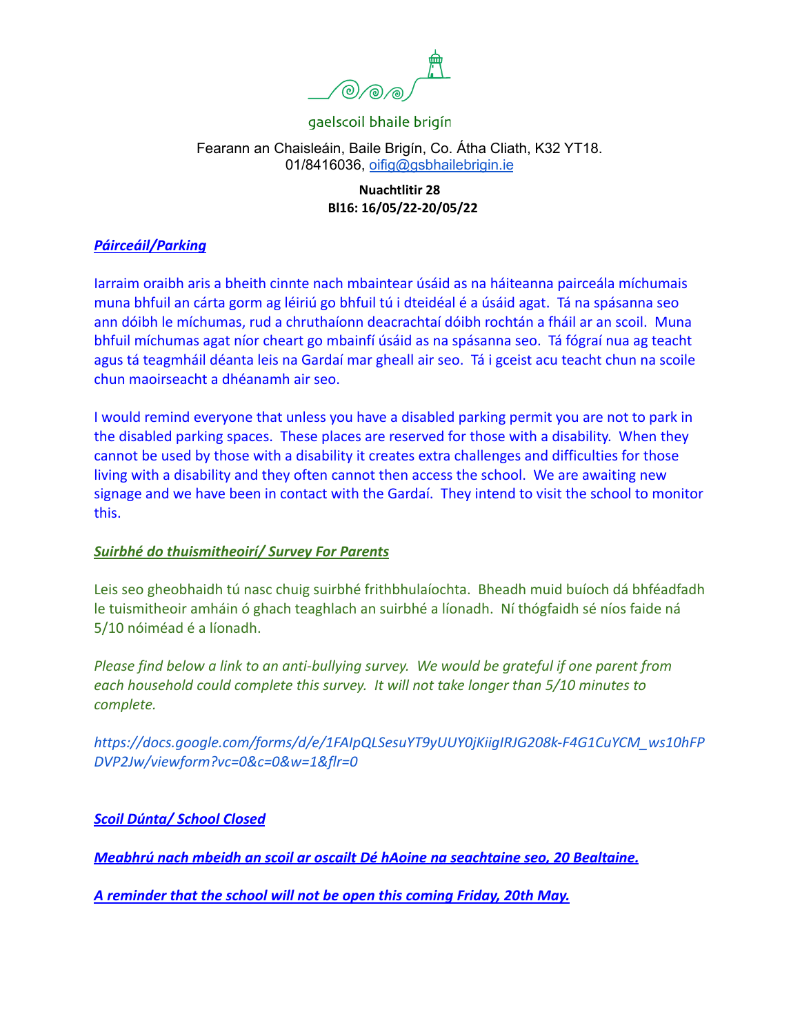gaelscoil bhaile brigín

Fearann an Chaisleáin, Baile Brigín, Co. Átha Cliath, K32 YT18.
01/8416036, oifig@gsbhailebrigin.ie

**Nuachtlitir 28**
**Bl16: 16/05/22-20/05/22**

## ***Páirceáil/Parking***

Iarraim oraibh aris a bheith cinnte nach mbaintear úsáid as na háiteanna pairceála míchumais muna bhfuil an cárta gorm ag léiriú go bhfuil tú i dteidéal é a úsáid agat. Tá na spásanna seo ann dóibh le míchumas, rud a chruthaíonn deacrachtaí dóibh rochtán a fháil ar an scoil. Muna bhfuil míchumas agat níor cheart go mbainfí úsáid as na spásanna seo. Tá fógraí nua ag teacht agus tá teagmháil déanta leis na Gardaí mar gheall air seo. Tá i gceist acu teacht chun na scoile chun maoirseacht a dhéanamh air seo.

I would remind everyone that unless you have a disabled parking permit you are not to park in the disabled parking spaces. These places are reserved for those with a disability. When they cannot be used by those with a disability it creates extra challenges and difficulties for those living with a disability and they often cannot then access the school. We are awaiting new signage and we have been in contact with the Gardaí. They intend to visit the school to monitor this.

## ***Suirbhé do thuismitheoirí/ Survey For Parents***

Leis seo gheobhaidh tú nasc chuig suirbhé frithbhulaíochta. Bheadh muid buíoch dá bhféadfadh le tuismitheoir amháin ó ghach teaghlach an suirbhé a líonadh. Ní thógfaidh sé níos faide ná 5/10 nóiméad é a líonadh.

*Please find below a link to an anti-bullying survey. We would be grateful if one parent from each household could complete this survey. It will not take longer than 5/10 minutes to complete.*

*https://docs.google.com/forms/d/e/1FAIpQLSesuYT9yUUY0jKiigIRJG208k-F4G1CuYCM_ws10hFPDVP2Jw/viewform?vc=0&c=0&w=1&flr=0*

## ***Scoil Dúnta/ School Closed***

***Meabhrú nach mbeidh an scoil ar oscailt Dé hAoine na seachtaine seo, 20 Bealtaine.***

***A reminder that the school will not be open this coming Friday, 20th May.***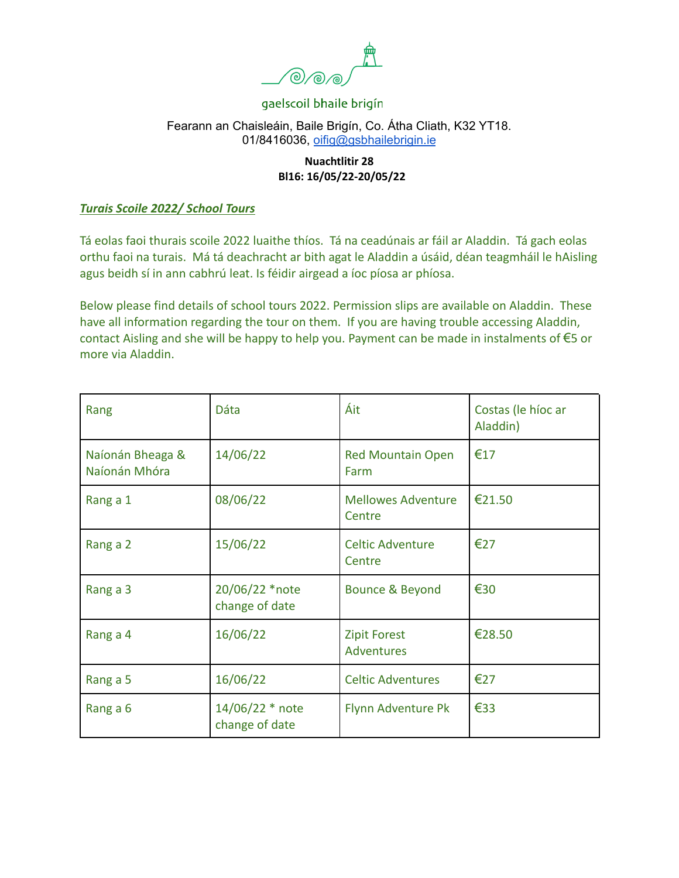gaelscoil bhaile brigín

Fearann an Chaisleáin, Baile Brigín, Co. Átha Cliath, K32 YT18.
01/8416036, oifig@gsbhailebrigin.ie

**Nuachtlitir 28**
**Bl16: 16/05/22-20/05/22**

## ***Turais Scoile 2022/ School Tours***

Tá eolas faoi thurais scoile 2022 luaithe thíos. Tá na ceadúnais ar fáil ar Aladdin. Tá gach eolas orthu faoi na turais. Má tá deachracht ar bith agat le Aladdin a úsáid, déan teagmháil le hAisling agus beidh sí in ann cabhrú leat. Is féidir airgead a íoc píosa ar phíosa.

Below please find details of school tours 2022. Permission slips are available on Aladdin. These have all information regarding the tour on them. If you are having trouble accessing Aladdin, contact Aisling and she will be happy to help you. Payment can be made in instalments of €5 or more via Aladdin.

| Rang | Dáta | Áit | Costas (le híoc ar Aladdin) |
|---|---|---|---|
| Naíonán Bheaga & Naíonán Mhóra | 14/06/22 | Red Mountain Open Farm | €17 |
| Rang a 1 | 08/06/22 | Mellowes Adventure Centre | €21.50 |
| Rang a 2 | 15/06/22 | Celtic Adventure Centre | €27 |
| Rang a 3 | 20/06/22 *note change of date | Bounce & Beyond | €30 |
| Rang a 4 | 16/06/22 | Zipit Forest Adventures | €28.50 |
| Rang a 5 | 16/06/22 | Celtic Adventures | €27 |
| Rang a 6 | 14/06/22 * note change of date | Flynn Adventure Pk | €33 |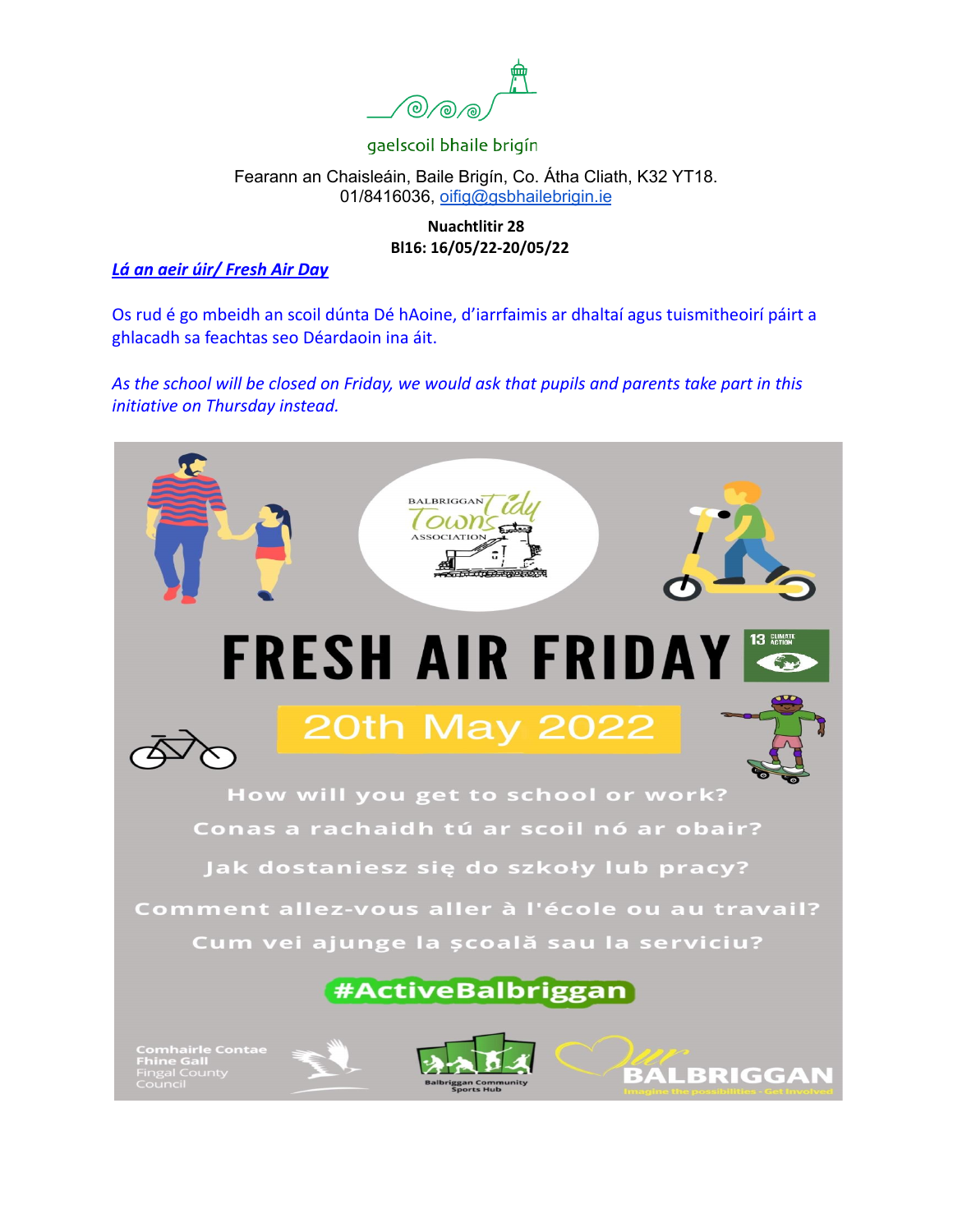gaelscoil bhaile brigín

Fearann an Chaisleáin, Baile Brigín, Co. Átha Cliath, K32 YT18.
01/8416036, oifig@gsbhailebrigin.ie

**Nuachtlitir 28**
**Bl16: 16/05/22-20/05/22**

***Lá an aeir úir/ Fresh Air Day***

Os rud é go mbeidh an scoil dúnta Dé hAoine, d'iarrfaimis ar dhaltaí agus tuismitheoirí páirt a ghlacadh sa feachtas seo Déardaoin ina áit.

*As the school will be closed on Friday, we would ask that pupils and parents take part in this initiative on Thursday instead.*

BALBRIGGAN Tidy Towns ASSOCIATION

# FRESH AIR FRIDAY

13 CLIMATE ACTION

## 20th May 2022

How will you get to school or work?

Conas a rachaidh tú ar scoil nó ar obair?

Jak dostaniesz się do szkoły lub pracy?

Comment allez-vous aller à l'école ou au travail?

Cum vei ajunge la școală sau la serviciu?

**#ActiveBalbriggan**

Comhairle Contae Fhine Gall
Fingal County Council

Balbriggan Community Sports Hub

Our BALBRIGGAN
Imagine the possibilities - Get Involved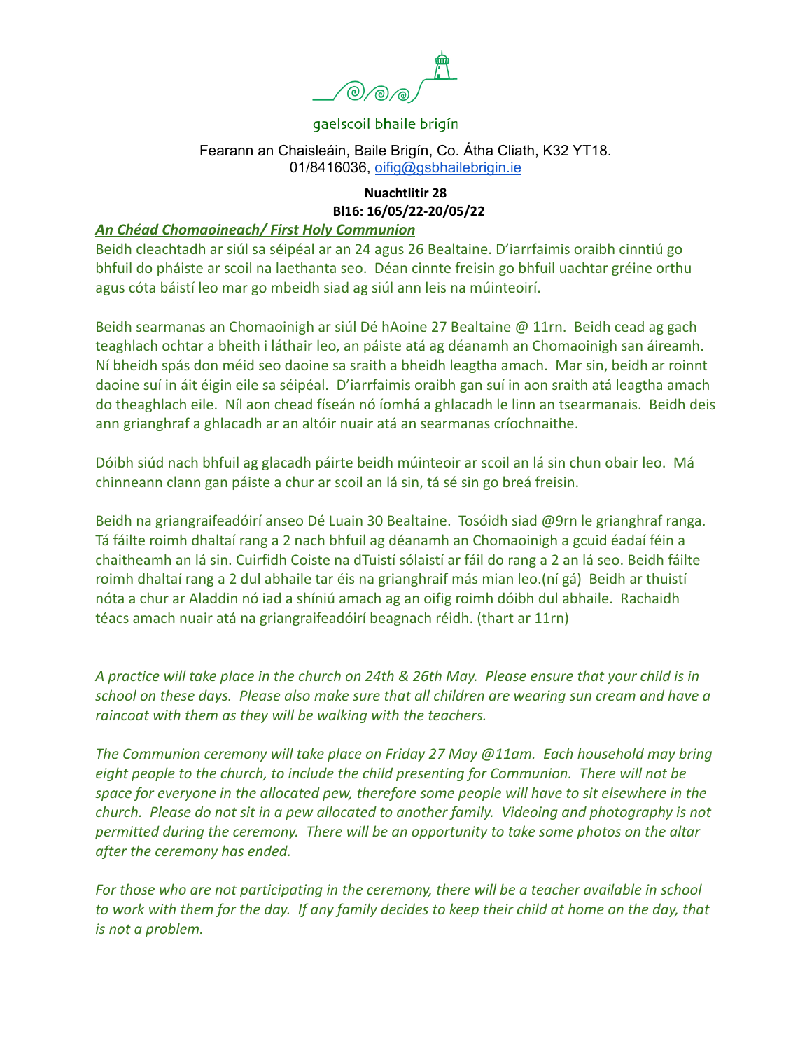gaelscoil bhaile brigín

Fearann an Chaisleáin, Baile Brigín, Co. Átha Cliath, K32 YT18.
01/8416036, oifig@gsbhailebrigin.ie

**Nuachtlitir 28**
**Bl16: 16/05/22-20/05/22**

## ***An Chéad Chomaoineach/ First Holy Communion***

Beidh cleachtadh ar siúl sa séipéal ar an 24 agus 26 Bealtaine. D'iarrfaimis oraibh cinntiú go bhfuil do pháiste ar scoil na laethanta seo. Déan cinnte freisin go bhfuil uachtar gréine orthu agus cóta báistí leo mar go mbeidh siad ag siúl ann leis na múinteoirí.

Beidh searmanas an Chomaoinigh ar siúl Dé hAoine 27 Bealtaine @ 11rn. Beidh cead ag gach teaghlach ochtar a bheith i láthair leo, an páiste atá ag déanamh an Chomaoinigh san áireamh. Ní bheidh spás don méid seo daoine sa sraith a bheidh leagtha amach. Mar sin, beidh ar roinnt daoine suí in áit éigin eile sa séipéal. D'iarrfaimis oraibh gan suí in aon sraith atá leagtha amach do theaghlach eile. Níl aon chead físeán nó íomhá a ghlacadh le linn an tsearmanais. Beidh deis ann grianghraf a ghlacadh ar an altóir nuair atá an searmanas críochnaithe.

Dóibh siúd nach bhfuil ag glacadh páirte beidh múinteoir ar scoil an lá sin chun obair leo. Má chinneann clann gan páiste a chur ar scoil an lá sin, tá sé sin go breá freisin.

Beidh na griangraifeadóirí anseo Dé Luain 30 Bealtaine. Tosóidh siad @9rn le grianghraf ranga. Tá fáilte roimh dhaltaí rang a 2 nach bhfuil ag déanamh an Chomaoinigh a gcuid éadaí féin a chaitheamh an lá sin. Cuirfidh Coiste na dTuistí sólaistí ar fáil do rang a 2 an lá seo. Beidh fáilte roimh dhaltaí rang a 2 dul abhaile tar éis na grianghraif más mian leo.(ní gá) Beidh ar thuistí nóta a chur ar Aladdin nó iad a shíniú amach ag an oifig roimh dóibh dul abhaile. Rachaidh téacs amach nuair atá na griangraifeadóirí beagnach réidh. (thart ar 11rn)

*A practice will take place in the church on 24th & 26th May. Please ensure that your child is in school on these days. Please also make sure that all children are wearing sun cream and have a raincoat with them as they will be walking with the teachers.*

*The Communion ceremony will take place on Friday 27 May @11am. Each household may bring eight people to the church, to include the child presenting for Communion. There will not be space for everyone in the allocated pew, therefore some people will have to sit elsewhere in the church. Please do not sit in a pew allocated to another family. Videoing and photography is not permitted during the ceremony. There will be an opportunity to take some photos on the altar after the ceremony has ended.*

*For those who are not participating in the ceremony, there will be a teacher available in school to work with them for the day. If any family decides to keep their child at home on the day, that is not a problem.*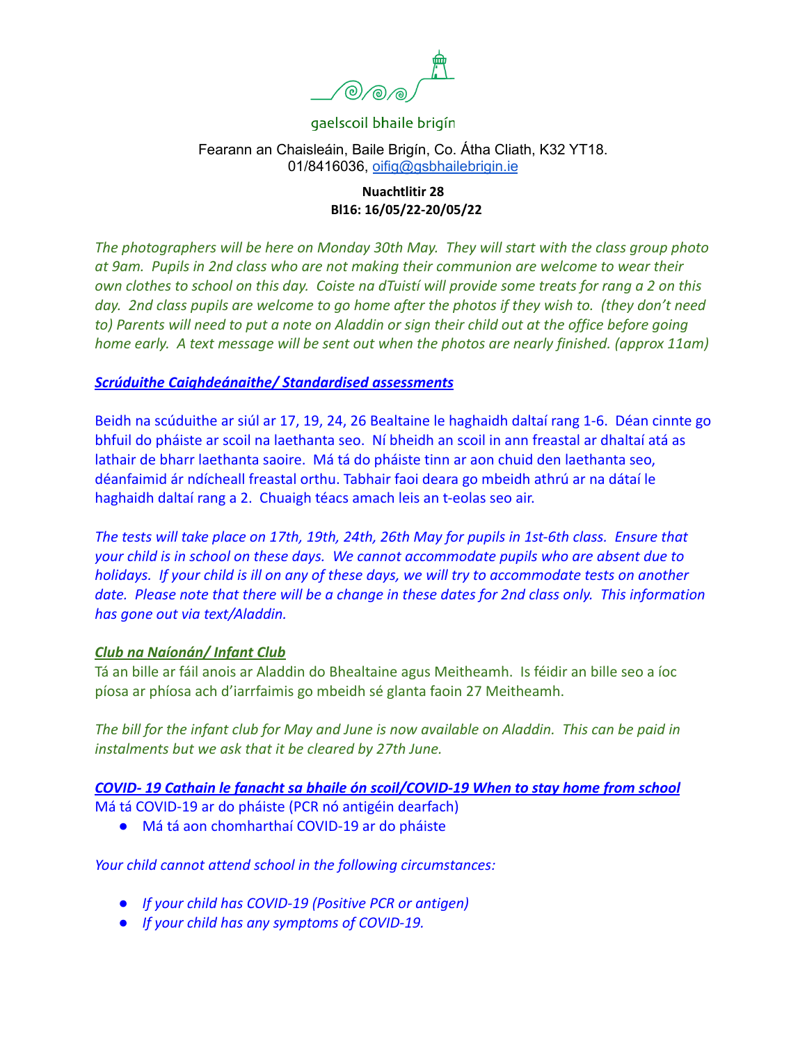gaelscoil bhaile brigín

Fearann an Chaisleáin, Baile Brigín, Co. Átha Cliath, K32 YT18.
01/8416036, oifig@gsbhailebrigin.ie

**Nuachtlitir 28**
**Bl16: 16/05/22-20/05/22**

*The photographers will be here on Monday 30th May. They will start with the class group photo at 9am. Pupils in 2nd class who are not making their communion are welcome to wear their own clothes to school on this day. Coiste na dTuistí will provide some treats for rang a 2 on this day. 2nd class pupils are welcome to go home after the photos if they wish to. (they don't need to) Parents will need to put a note on Aladdin or sign their child out at the office before going home early. A text message will be sent out when the photos are nearly finished. (approx 11am)*

***Scrúduithe Caighdeánaithe/ Standardised assessments***

Beidh na scúduithe ar siúl ar 17, 19, 24, 26 Bealtaine le haghaidh daltaí rang 1-6. Déan cinnte go bhfuil do pháiste ar scoil na laethanta seo. Ní bheidh an scoil in ann freastal ar dhaltaí atá as lathair de bharr laethanta saoire. Má tá do pháiste tinn ar aon chuid den laethanta seo, déanfaimid ár ndícheall freastal orthu. Tabhair faoi deara go mbeidh athrú ar na dátaí le haghaidh daltaí rang a 2. Chuaigh téacs amach leis an t-eolas seo air.

*The tests will take place on 17th, 19th, 24th, 26th May for pupils in 1st-6th class. Ensure that your child is in school on these days. We cannot accommodate pupils who are absent due to holidays. If your child is ill on any of these days, we will try to accommodate tests on another date. Please note that there will be a change in these dates for 2nd class only. This information has gone out via text/Aladdin.*

***Club na Naíonán/ Infant Club***

Tá an bille ar fáil anois ar Aladdin do Bhealtaine agus Meitheamh. Is féidir an bille seo a íoc píosa ar phíosa ach d'iarrfaimis go mbeidh sé glanta faoin 27 Meitheamh.

*The bill for the infant club for May and June is now available on Aladdin. This can be paid in instalments but we ask that it be cleared by 27th June.*

***COVID- 19 Cathain le fanacht sa bhaile ón scoil/COVID-19 When to stay home from school***

Má tá COVID-19 ar do pháiste (PCR nó antigéin dearfach)

- Má tá aon chomharthaí COVID-19 ar do pháiste

*Your child cannot attend school in the following circumstances:*

- *If your child has COVID-19 (Positive PCR or antigen)*
- *If your child has any symptoms of COVID-19.*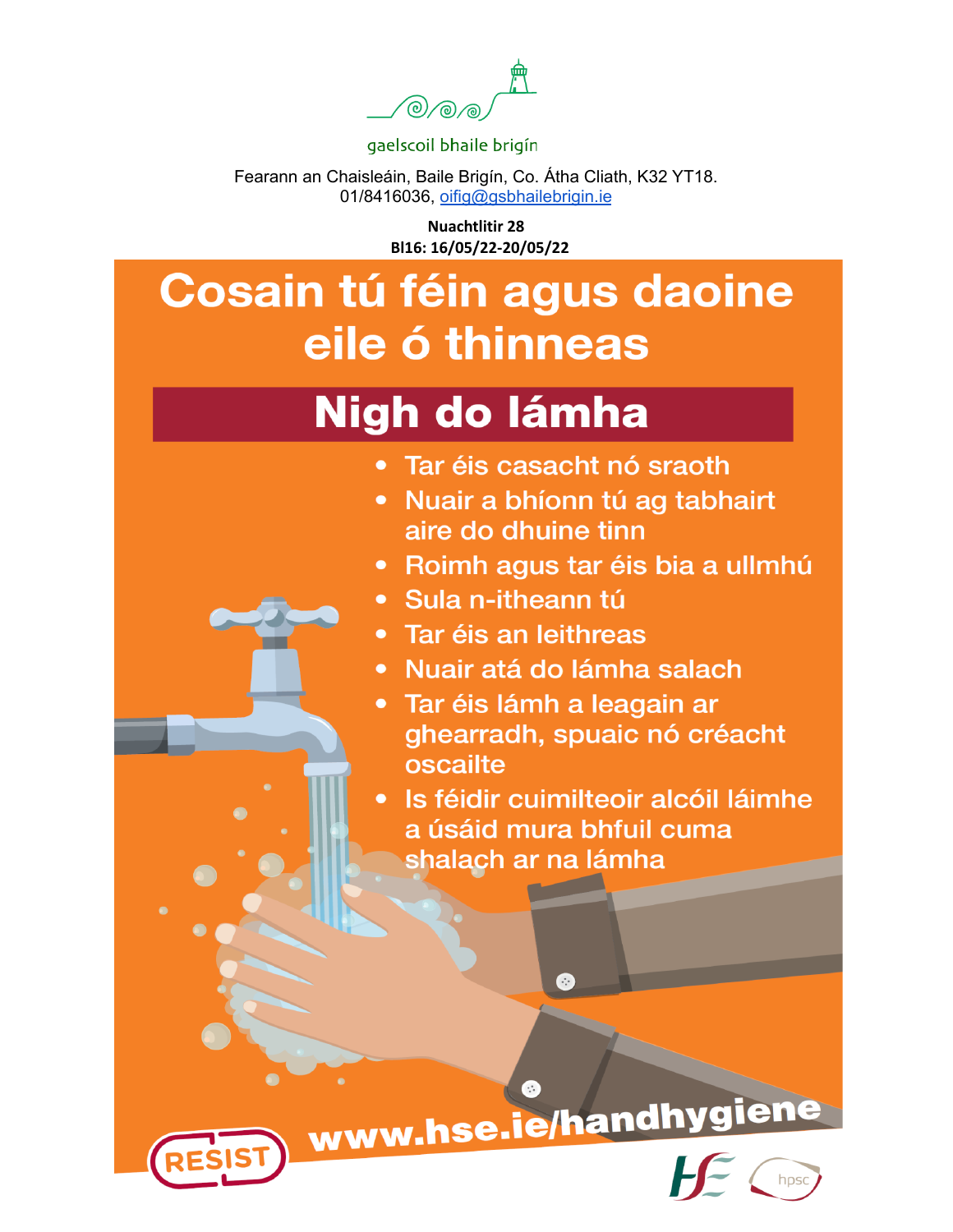gaelscoil bhaile brigín

Fearann an Chaisleáin, Baile Brigín, Co. Átha Cliath, K32 YT18.
01/8416036, oifig@gsbhailebrigin.ie

**Nuachtlitir 28**
**Bl16: 16/05/22-20/05/22**

# Cosain tú féin agus daoine eile ó thinneas

## Nigh do lámha

- Tar éis casacht nó sraoth
- Nuair a bhíonn tú ag tabhairt aire do dhuine tinn
- Roimh agus tar éis bia a ullmhú
- Sula n-itheann tú
- Tar éis an leithreas
- Nuair atá do lámha salach
- Tar éis lámh a leagain ar ghearradh, spuaic nó créacht oscailte
- Is féidir cuimilteoir alcóil láimhe a úsáid mura bhfuil cuma shalach ar na lámha

RESIST

www.hse.ie/handhygiene

hpsc